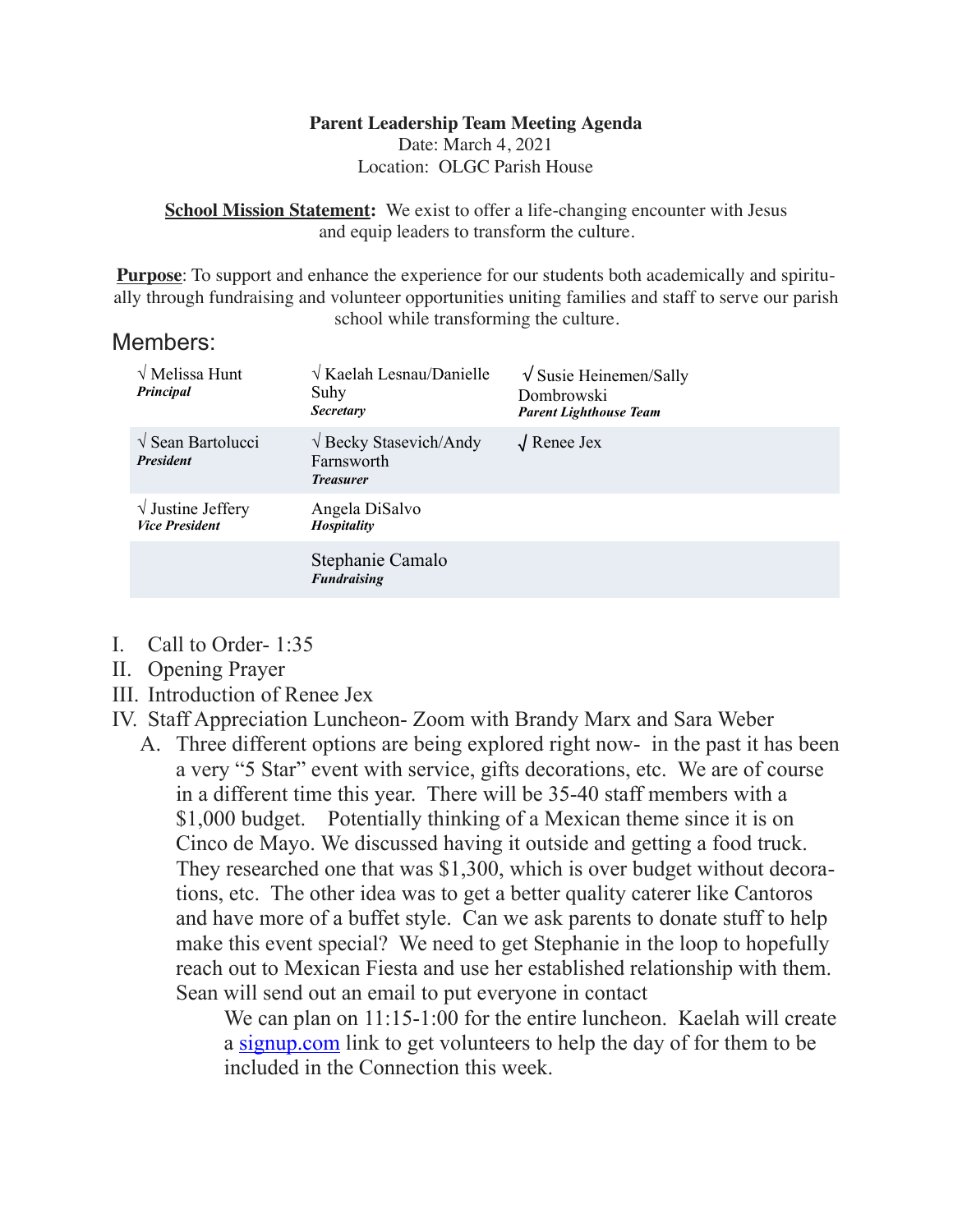**Parent Leadership Team Meeting Agenda**
Date: March 4, 2021
Location: OLGC Parish House

**School Mission Statement:** We exist to offer a life-changing encounter with Jesus and equip leaders to transform the culture.

**Purpose**: To support and enhance the experience for our students both academically and spiritually through fundraising and volunteer opportunities uniting families and staff to serve our parish school while transforming the culture.

## Members:

| | | |
|---|---|---|
| √ Melissa Hunt<br>***Principal*** | √ Kaelah Lesnau/Danielle Suhy<br>***Secretary*** | √ Susie Heinemen/Sally Dombrowski<br>***Parent Lighthouse Team*** |
| √ Sean Bartolucci<br>***President*** | √ Becky Stasevich/Andy Farnsworth<br>***Treasurer*** | √ Renee Jex |
| √ Justine Jeffery<br>***Vice President*** | Angela DiSalvo<br>***Hospitality*** | |
| | Stephanie Camalo<br>***Fundraising*** | |

I. Call to Order- 1:35
II. Opening Prayer
III. Introduction of Renee Jex
IV. Staff Appreciation Luncheon- Zoom with Brandy Marx and Sara Weber
   A. Three different options are being explored right now- in the past it has been a very "5 Star" event with service, gifts decorations, etc. We are of course in a different time this year. There will be 35-40 staff members with a $1,000 budget. Potentially thinking of a Mexican theme since it is on Cinco de Mayo. We discussed having it outside and getting a food truck. They researched one that was $1,300, which is over budget without decorations, etc. The other idea was to get a better quality caterer like Cantoros and have more of a buffet style. Can we ask parents to donate stuff to help make this event special? We need to get Stephanie in the loop to hopefully reach out to Mexican Fiesta and use her established relationship with them. Sean will send out an email to put everyone in contact

      We can plan on 11:15-1:00 for the entire luncheon. Kaelah will create a signup.com link to get volunteers to help the day of for them to be included in the Connection this week.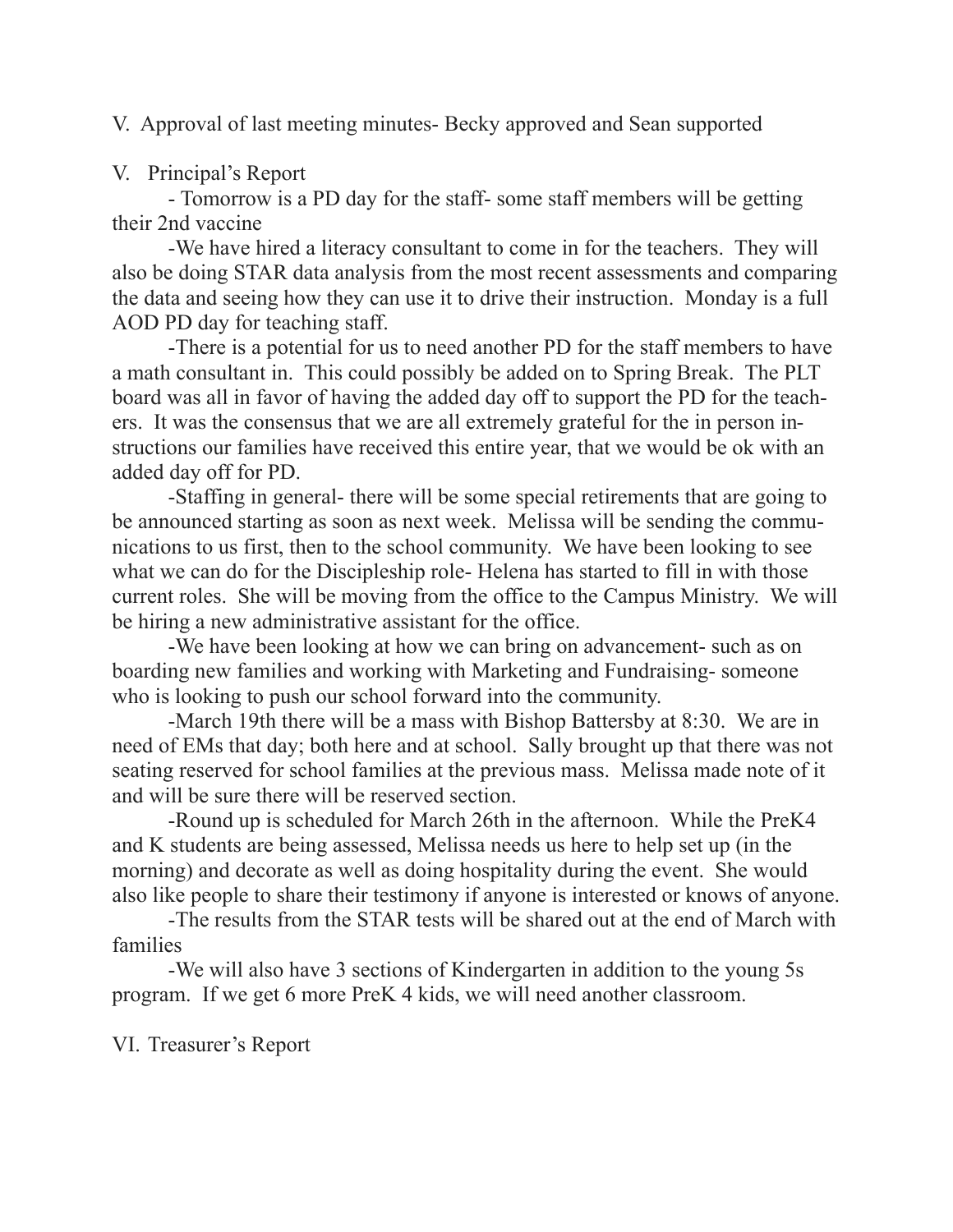V. Approval of last meeting minutes- Becky approved and Sean supported

V. Principal's Report

- Tomorrow is a PD day for the staff- some staff members will be getting their 2nd vaccine

-We have hired a literacy consultant to come in for the teachers. They will also be doing STAR data analysis from the most recent assessments and comparing the data and seeing how they can use it to drive their instruction. Monday is a full AOD PD day for teaching staff.

-There is a potential for us to need another PD for the staff members to have a math consultant in. This could possibly be added on to Spring Break. The PLT board was all in favor of having the added day off to support the PD for the teachers. It was the consensus that we are all extremely grateful for the in person instructions our families have received this entire year, that we would be ok with an added day off for PD.

-Staffing in general- there will be some special retirements that are going to be announced starting as soon as next week. Melissa will be sending the communications to us first, then to the school community. We have been looking to see what we can do for the Discipleship role- Helena has started to fill in with those current roles. She will be moving from the office to the Campus Ministry. We will be hiring a new administrative assistant for the office.

-We have been looking at how we can bring on advancement- such as on boarding new families and working with Marketing and Fundraising- someone who is looking to push our school forward into the community.

-March 19th there will be a mass with Bishop Battersby at 8:30. We are in need of EMs that day; both here and at school. Sally brought up that there was not seating reserved for school families at the previous mass. Melissa made note of it and will be sure there will be reserved section.

-Round up is scheduled for March 26th in the afternoon. While the PreK4 and K students are being assessed, Melissa needs us here to help set up (in the morning) and decorate as well as doing hospitality during the event. She would also like people to share their testimony if anyone is interested or knows of anyone.

-The results from the STAR tests will be shared out at the end of March with families

-We will also have 3 sections of Kindergarten in addition to the young 5s program. If we get 6 more PreK 4 kids, we will need another classroom.

VI. Treasurer's Report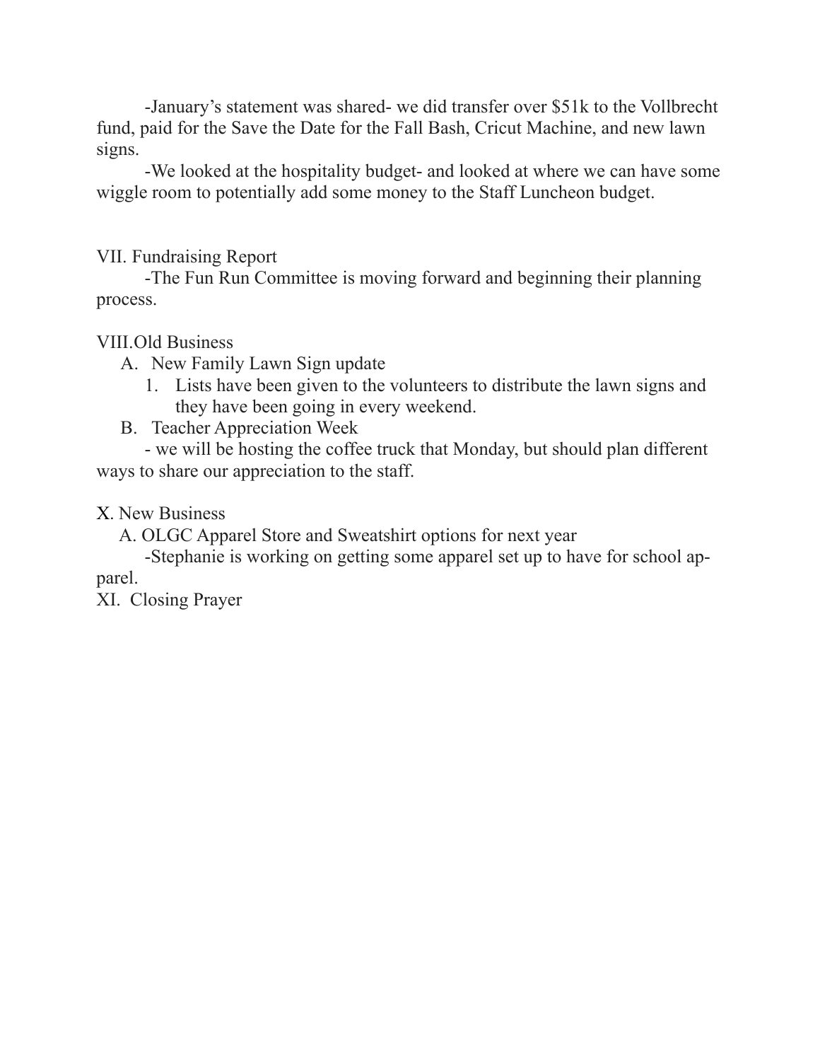-January's statement was shared- we did transfer over $51k to the Vollbrecht fund, paid for the Save the Date for the Fall Bash, Cricut Machine, and new lawn signs.

-We looked at the hospitality budget- and looked at where we can have some wiggle room to potentially add some money to the Staff Luncheon budget.

VII. Fundraising Report

-The Fun Run Committee is moving forward and beginning their planning process.

VIII.Old Business

A. New Family Lawn Sign update

1. Lists have been given to the volunteers to distribute the lawn signs and they have been going in every weekend.

B. Teacher Appreciation Week

- we will be hosting the coffee truck that Monday, but should plan different ways to share our appreciation to the staff.

X. New Business

A. OLGC Apparel Store and Sweatshirt options for next year

-Stephanie is working on getting some apparel set up to have for school apparel.

XI. Closing Prayer